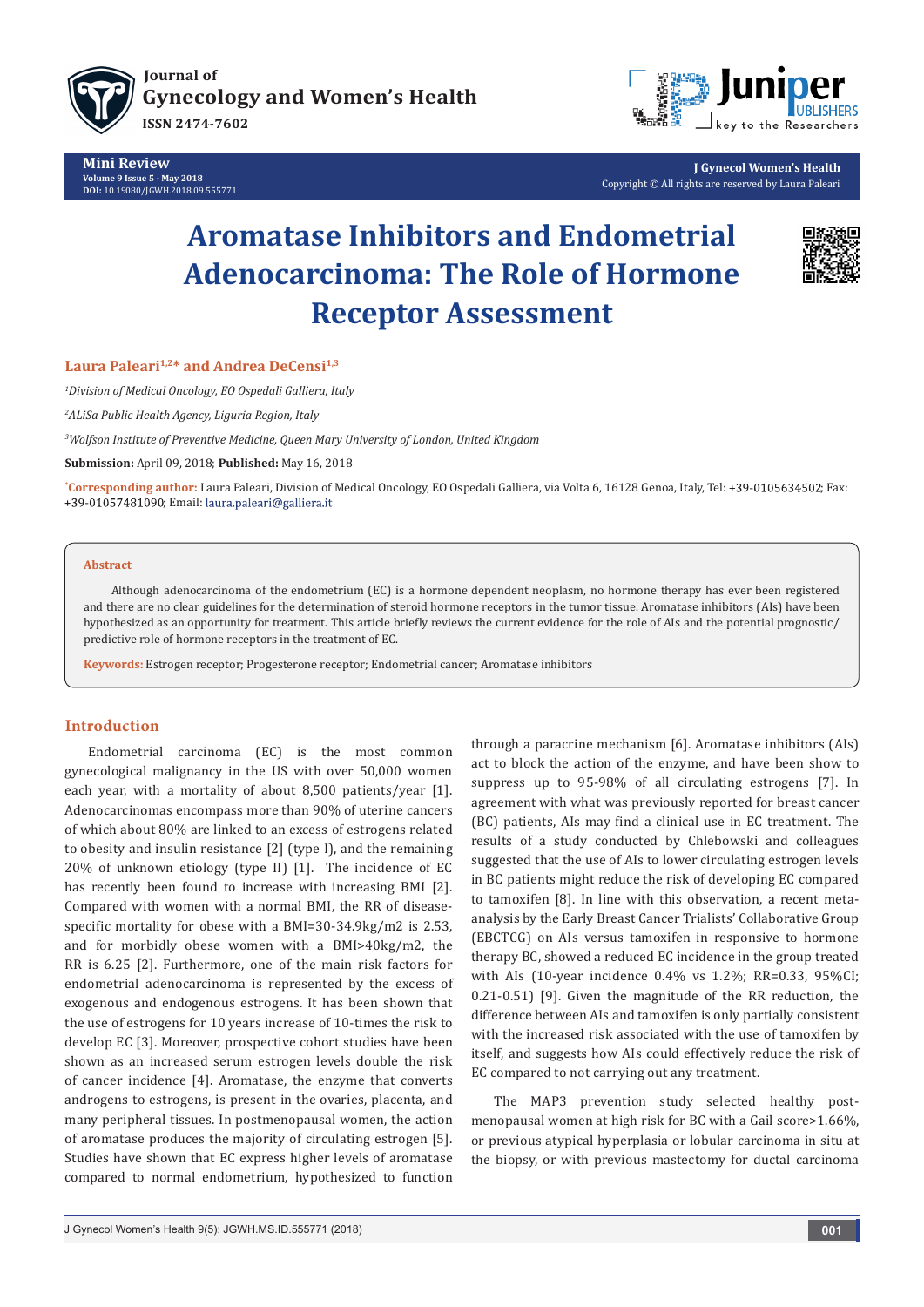Mini Review

Volume 9 Issue 5 - May 2018
DOI: 10.19080/JGWH.2018.09.555771

J Gynecol Women's Health
Copyright © All rights are reserved by Laura Paleari

# Aromatase Inhibitors and Endometrial Adenocarcinoma: The Role of Hormone Receptor Assessment

**Laura Paleari[1,2]* and Andrea DeCensi[1,3]**

*[1]Division of Medical Oncology, EO Ospedali Galliera, Italy*

*[2]ALiSa Public Health Agency, Liguria Region, Italy*

*[3]Wolfson Institute of Preventive Medicine, Queen Mary University of London, United Kingdom*

**Submission:** April 09, 2018; **Published:** May 16, 2018

***Corresponding author:** Laura Paleari, Division of Medical Oncology, EO Ospedali Galliera, via Volta 6, 16128 Genoa, Italy, Tel: +39-0105634502; Fax: +39-01057481090; Email: laura.paleari@galliera.it

## Abstract

Although adenocarcinoma of the endometrium (EC) is a hormone dependent neoplasm, no hormone therapy has ever been registered and there are no clear guidelines for the determination of steroid hormone receptors in the tumor tissue. Aromatase inhibitors (AIs) have been hypothesized as an opportunity for treatment. This article briefly reviews the current evidence for the role of AIs and the potential prognostic/predictive role of hormone receptors in the treatment of EC.

**Keywords:** Estrogen receptor; Progesterone receptor; Endometrial cancer; Aromatase inhibitors

## Introduction

Endometrial carcinoma (EC) is the most common gynecological malignancy in the US with over 50,000 women each year, with a mortality of about 8,500 patients/year [1]. Adenocarcinomas encompass more than 90% of uterine cancers of which about 80% are linked to an excess of estrogens related to obesity and insulin resistance [2] (type I), and the remaining 20% of unknown etiology (type II) [1]. The incidence of EC has recently been found to increase with increasing BMI [2]. Compared with women with a normal BMI, the RR of disease-specific mortality for obese with a BMI=30-34.9kg/m2 is 2.53, and for morbidly obese women with a BMI>40kg/m2, the RR is 6.25 [2]. Furthermore, one of the main risk factors for endometrial adenocarcinoma is represented by the excess of exogenous and endogenous estrogens. It has been shown that the use of estrogens for 10 years increase of 10-times the risk to develop EC [3]. Moreover, prospective cohort studies have been shown as an increased serum estrogen levels double the risk of cancer incidence [4]. Aromatase, the enzyme that converts androgens to estrogens, is present in the ovaries, placenta, and many peripheral tissues. In postmenopausal women, the action of aromatase produces the majority of circulating estrogen [5]. Studies have shown that EC express higher levels of aromatase compared to normal endometrium, hypothesized to function through a paracrine mechanism [6]. Aromatase inhibitors (AIs) act to block the action of the enzyme, and have been show to suppress up to 95-98% of all circulating estrogens [7]. In agreement with what was previously reported for breast cancer (BC) patients, AIs may find a clinical use in EC treatment. The results of a study conducted by Chlebowski and colleagues suggested that the use of AIs to lower circulating estrogen levels in BC patients might reduce the risk of developing EC compared to tamoxifen [8]. In line with this observation, a recent meta-analysis by the Early Breast Cancer Trialists' Collaborative Group (EBCTCG) on AIs versus tamoxifen in responsive to hormone therapy BC, showed a reduced EC incidence in the group treated with AIs (10-year incidence 0.4% vs 1.2%; RR=0.33, 95%CI; 0.21-0.51) [9]. Given the magnitude of the RR reduction, the difference between AIs and tamoxifen is only partially consistent with the increased risk associated with the use of tamoxifen by itself, and suggests how AIs could effectively reduce the risk of EC compared to not carrying out any treatment.

The MAP3 prevention study selected healthy post-menopausal women at high risk for BC with a Gail score>1.66%, or previous atypical hyperplasia or lobular carcinoma in situ at the biopsy, or with previous mastectomy for ductal carcinoma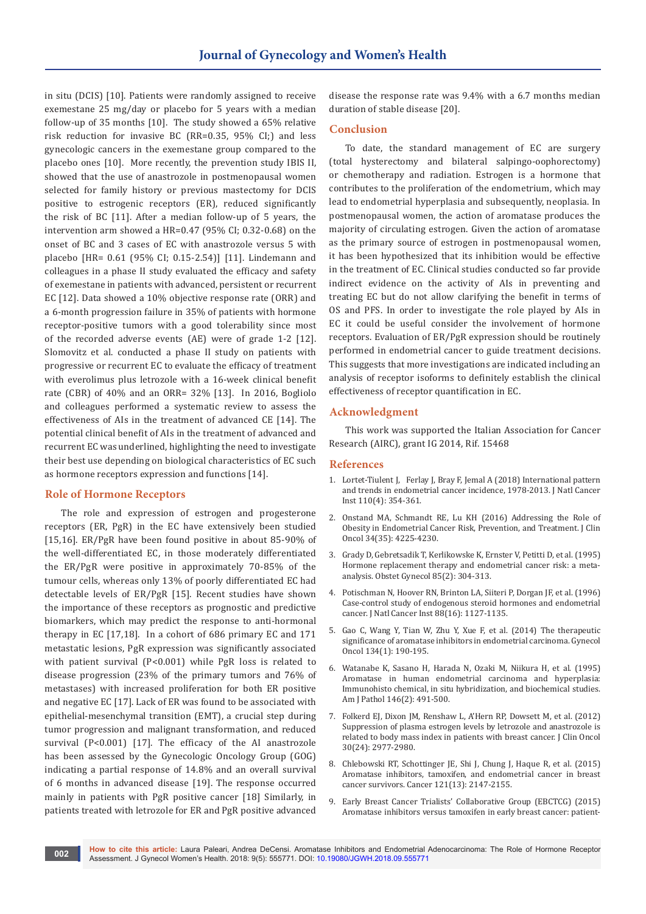in situ (DCIS) [10]. Patients were randomly assigned to receive exemestane 25 mg/day or placebo for 5 years with a median follow-up of 35 months [10]. The study showed a 65% relative risk reduction for invasive BC (RR=0.35, 95% CI;) and less gynecologic cancers in the exemestane group compared to the placebo ones [10]. More recently, the prevention study IBIS II, showed that the use of anastrozole in postmenopausal women selected for family history or previous mastectomy for DCIS positive to estrogenic receptors (ER), reduced significantly the risk of BC [11]. After a median follow-up of 5 years, the intervention arm showed a HR=0.47 (95% CI; 0.32-0.68) on the onset of BC and 3 cases of EC with anastrozole versus 5 with placebo [HR= 0.61 (95% CI; 0.15-2.54)] [11]. Lindemann and colleagues in a phase II study evaluated the efficacy and safety of exemestane in patients with advanced, persistent or recurrent EC [12]. Data showed a 10% objective response rate (ORR) and a 6-month progression failure in 35% of patients with hormone receptor-positive tumors with a good tolerability since most of the recorded adverse events (AE) were of grade 1-2 [12]. Slomovitz et al. conducted a phase II study on patients with progressive or recurrent EC to evaluate the efficacy of treatment with everolimus plus letrozole with a 16-week clinical benefit rate (CBR) of 40% and an ORR= 32% [13]. In 2016, Bogliolo and colleagues performed a systematic review to assess the effectiveness of AIs in the treatment of advanced CE [14]. The potential clinical benefit of AIs in the treatment of advanced and recurrent EC was underlined, highlighting the need to investigate their best use depending on biological characteristics of EC such as hormone receptors expression and functions [14].

## Role of Hormone Receptors

The role and expression of estrogen and progesterone receptors (ER, PgR) in the EC have extensively been studied [15,16]. ER/PgR have been found positive in about 85-90% of the well-differentiated EC, in those moderately differentiated the ER/PgR were positive in approximately 70-85% of the tumour cells, whereas only 13% of poorly differentiated EC had detectable levels of ER/PgR [15]. Recent studies have shown the importance of these receptors as prognostic and predictive biomarkers, which may predict the response to anti-hormonal therapy in EC [17,18]. In a cohort of 686 primary EC and 171 metastatic lesions, PgR expression was significantly associated with patient survival (P<0.001) while PgR loss is related to disease progression (23% of the primary tumors and 76% of metastases) with increased proliferation for both ER positive and negative EC [17]. Lack of ER was found to be associated with epithelial-mesenchymal transition (EMT), a crucial step during tumor progression and malignant transformation, and reduced survival (P<0.001) [17]. The efficacy of the AI anastrozole has been assessed by the Gynecologic Oncology Group (GOG) indicating a partial response of 14.8% and an overall survival of 6 months in advanced disease [19]. The response occurred mainly in patients with PgR positive cancer [18] Similarly, in patients treated with letrozole for ER and PgR positive advanced disease the response rate was 9.4% with a 6.7 months median duration of stable disease [20].

## Conclusion

To date, the standard management of EC are surgery (total hysterectomy and bilateral salpingo-oophorectomy) or chemotherapy and radiation. Estrogen is a hormone that contributes to the proliferation of the endometrium, which may lead to endometrial hyperplasia and subsequently, neoplasia. In postmenopausal women, the action of aromatase produces the majority of circulating estrogen. Given the action of aromatase as the primary source of estrogen in postmenopausal women, it has been hypothesized that its inhibition would be effective in the treatment of EC. Clinical studies conducted so far provide indirect evidence on the activity of AIs in preventing and treating EC but do not allow clarifying the benefit in terms of OS and PFS. In order to investigate the role played by AIs in EC it could be useful consider the involvement of hormone receptors. Evaluation of ER/PgR expression should be routinely performed in endometrial cancer to guide treatment decisions. This suggests that more investigations are indicated including an analysis of receptor isoforms to definitely establish the clinical effectiveness of receptor quantification in EC.

## Acknowledgment

This work was supported the Italian Association for Cancer Research (AIRC), grant IG 2014, Rif. 15468

## References

1. Lortet-Tiulent J, Ferlay J, Bray F, Jemal A (2018) International pattern and trends in endometrial cancer incidence, 1978-2013. J Natl Cancer Inst 110(4): 354-361.
2. Onstand MA, Schmandt RE, Lu KH (2016) Addressing the Role of Obesity in Endometrial Cancer Risk, Prevention, and Treatment. J Clin Oncol 34(35): 4225-4230.
3. Grady D, Gebretsadik T, Kerlikowske K, Ernster V, Petitti D, et al. (1995) Hormone replacement therapy and endometrial cancer risk: a meta-analysis. Obstet Gynecol 85(2): 304-313.
4. Potischman N, Hoover RN, Brinton LA, Siiteri P, Dorgan JF, et al. (1996) Case-control study of endogenous steroid hormones and endometrial cancer. J Natl Cancer Inst 88(16): 1127-1135.
5. Gao C, Wang Y, Tian W, Zhu Y, Xue F, et al. (2014) The therapeutic significance of aromatase inhibitors in endometrial carcinoma. Gynecol Oncol 134(1): 190-195.
6. Watanabe K, Sasano H, Harada N, Ozaki M, Niikura H, et al. (1995) Aromatase in human endometrial carcinoma and hyperplasia: Immunohisto chemical, in situ hybridization, and biochemical studies. Am J Pathol 146(2): 491-500.
7. Folkerd EJ, Dixon JM, Renshaw L, A'Hern RP, Dowsett M, et al. (2012) Suppression of plasma estrogen levels by letrozole and anastrozole is related to body mass index in patients with breast cancer. J Clin Oncol 30(24): 2977-2980.
8. Chlebowski RT, Schottinger JE, Shi J, Chung J, Haque R, et al. (2015) Aromatase inhibitors, tamoxifen, and endometrial cancer in breast cancer survivors. Cancer 121(13): 2147-2155.
9. Early Breast Cancer Trialists' Collaborative Group (EBCTCG) (2015) Aromatase inhibitors versus tamoxifen in early breast cancer: patient-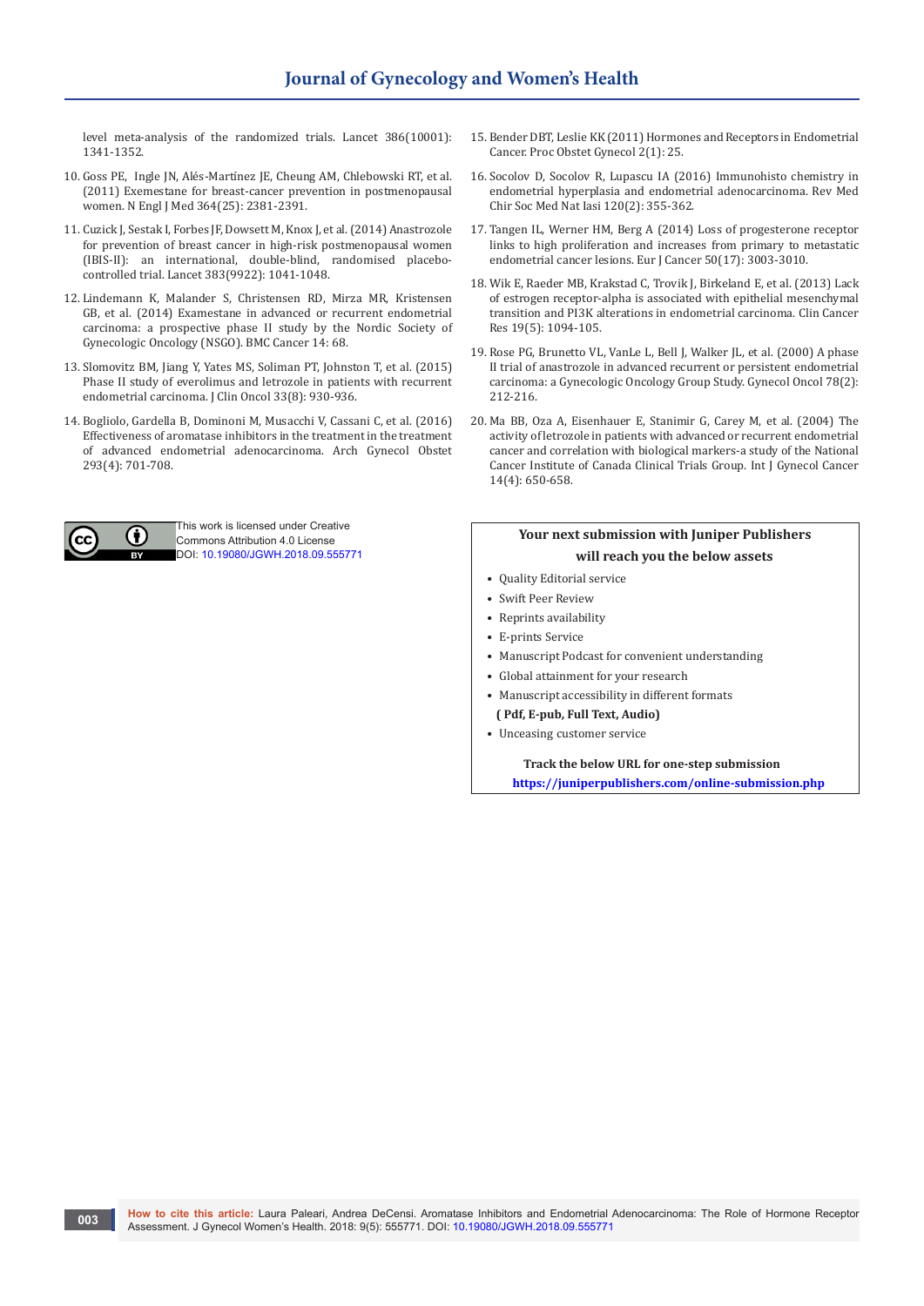level meta-analysis of the randomized trials. Lancet 386(10001): 1341-1352.

10. Goss PE, Ingle JN, Alés-Martínez JE, Cheung AM, Chlebowski RT, et al. (2011) Exemestane for breast-cancer prevention in postmenopausal women. N Engl J Med 364(25): 2381-2391.
11. Cuzick J, Sestak I, Forbes JF, Dowsett M, Knox J, et al. (2014) Anastrozole for prevention of breast cancer in high-risk postmenopausal women (IBIS-II): an international, double-blind, randomised placebo-controlled trial. Lancet 383(9922): 1041-1048.
12. Lindemann K, Malander S, Christensen RD, Mirza MR, Kristensen GB, et al. (2014) Exemestane in advanced or recurrent endometrial carcinoma: a prospective phase II study by the Nordic Society of Gynecologic Oncology (NSGO). BMC Cancer 14: 68.
13. Slomovitz BM, Jiang Y, Yates MS, Soliman PT, Johnston T, et al. (2015) Phase II study of everolimus and letrozole in patients with recurrent endometrial carcinoma. J Clin Oncol 33(8): 930-936.
14. Bogliolo, Gardella B, Dominoni M, Musacchi V, Cassani C, et al. (2016) Effectiveness of aromatase inhibitors in the treatment in the treatment of advanced endometrial adenocarcinoma. Arch Gynecol Obstet 293(4): 701-708.
15. Bender DBT, Leslie KK (2011) Hormones and Receptors in Endometrial Cancer. Proc Obstet Gynecol 2(1): 25.
16. Socolov D, Socolov R, Lupascu IA (2016) Immunohisto chemistry in endometrial hyperplasia and endometrial adenocarcinoma. Rev Med Chir Soc Med Nat Iasi 120(2): 355-362.
17. Tangen IL, Werner HM, Berg A (2014) Loss of progesterone receptor links to high proliferation and increases from primary to metastatic endometrial cancer lesions. Eur J Cancer 50(17): 3003-3010.
18. Wik E, Raeder MB, Krakstad C, Trovik J, Birkeland E, et al. (2013) Lack of estrogen receptor-alpha is associated with epithelial mesenchymal transition and PI3K alterations in endometrial carcinoma. Clin Cancer Res 19(5): 1094-105.
19. Rose PG, Brunetto VL, VanLe L, Bell J, Walker JL, et al. (2000) A phase II trial of anastrozole in advanced recurrent or persistent endometrial carcinoma: a Gynecologic Oncology Group Study. Gynecol Oncol 78(2): 212-216.
20. Ma BB, Oza A, Eisenhauer E, Stanimir G, Carey M, et al. (2004) The activity of letrozole in patients with advanced or recurrent endometrial cancer and correlation with biological markers-a study of the National Cancer Institute of Canada Clinical Trials Group. Int J Gynecol Cancer 14(4): 650-658.

This work is licensed under Creative Commons Attribution 4.0 License
DOI: 10.19080/JGWH.2018.09.555771

**Your next submission with Juniper Publishers will reach you the below assets**

- Quality Editorial service
- Swift Peer Review
- Reprints availability
- E-prints Service
- Manuscript Podcast for convenient understanding
- Global attainment for your research
- Manuscript accessibility in different formats

**( Pdf, E-pub, Full Text, Audio)**

- Unceasing customer service

**Track the below URL for one-step submission**
**https://juniperpublishers.com/online-submission.php**

**How to cite this article:** Laura Paleari, Andrea DeCensi. Aromatase Inhibitors and Endometrial Adenocarcinoma: The Role of Hormone Receptor Assessment. J Gynecol Women's Health. 2018: 9(5): 555771. DOI: 10.19080/JGWH.2018.09.555771